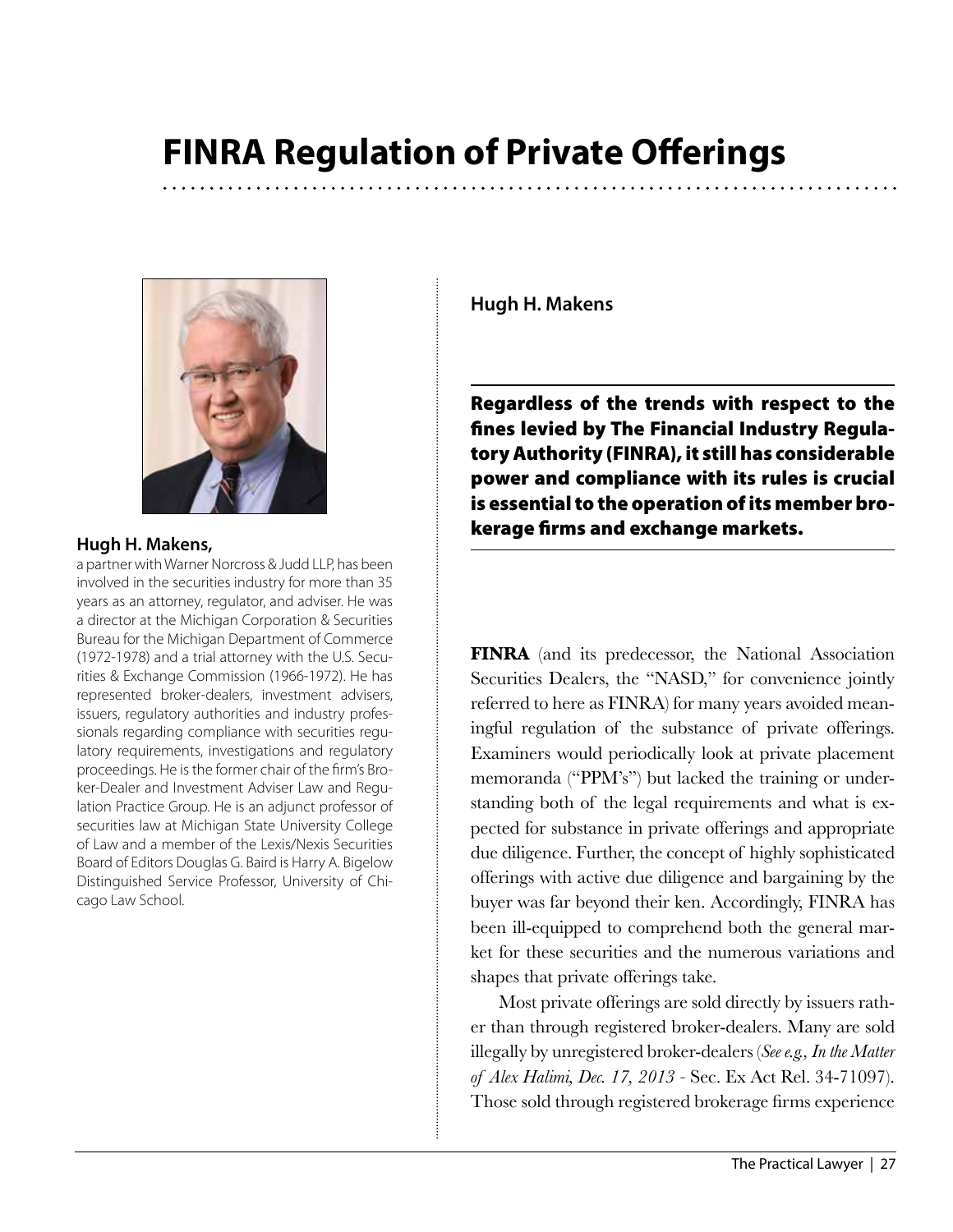# FINRA Regulation of Private Offerings

**Hugh H. Makens**

**Regardless of the trends with respect to the fines levied by The Financial Industry Regulatory Authority (FINRA), it still has considerable power and compliance with its rules is crucial is essential to the operation of its member brokerage firms and exchange markets.**

**Hugh H. Makens,**
a partner with Warner Norcross & Judd LLP, has been involved in the securities industry for more than 35 years as an attorney, regulator, and adviser. He was a director at the Michigan Corporation & Securities Bureau for the Michigan Department of Commerce (1972-1978) and a trial attorney with the U.S. Securities & Exchange Commission (1966-1972). He has represented broker-dealers, investment advisers, issuers, regulatory authorities and industry professionals regarding compliance with securities regulatory requirements, investigations and regulatory proceedings. He is the former chair of the firm's Broker-Dealer and Investment Adviser Law and Regulation Practice Group. He is an adjunct professor of securities law at Michigan State University College of Law and a member of the Lexis/Nexis Securities Board of Editors Douglas G. Baird is Harry A. Bigelow Distinguished Service Professor, University of Chicago Law School.

**FINRA** (and its predecessor, the National Association Securities Dealers, the "NASD," for convenience jointly referred to here as FINRA) for many years avoided meaningful regulation of the substance of private offerings. Examiners would periodically look at private placement memoranda ("PPM's") but lacked the training or understanding both of the legal requirements and what is expected for substance in private offerings and appropriate due diligence. Further, the concept of highly sophisticated offerings with active due diligence and bargaining by the buyer was far beyond their ken. Accordingly, FINRA has been ill-equipped to comprehend both the general market for these securities and the numerous variations and shapes that private offerings take.

Most private offerings are sold directly by issuers rather than through registered broker-dealers. Many are sold illegally by unregistered broker-dealers (*See e.g., In the Matter of Alex Halimi, Dec. 17, 2013* - Sec. Ex Act Rel. 34-71097). Those sold through registered brokerage firms experience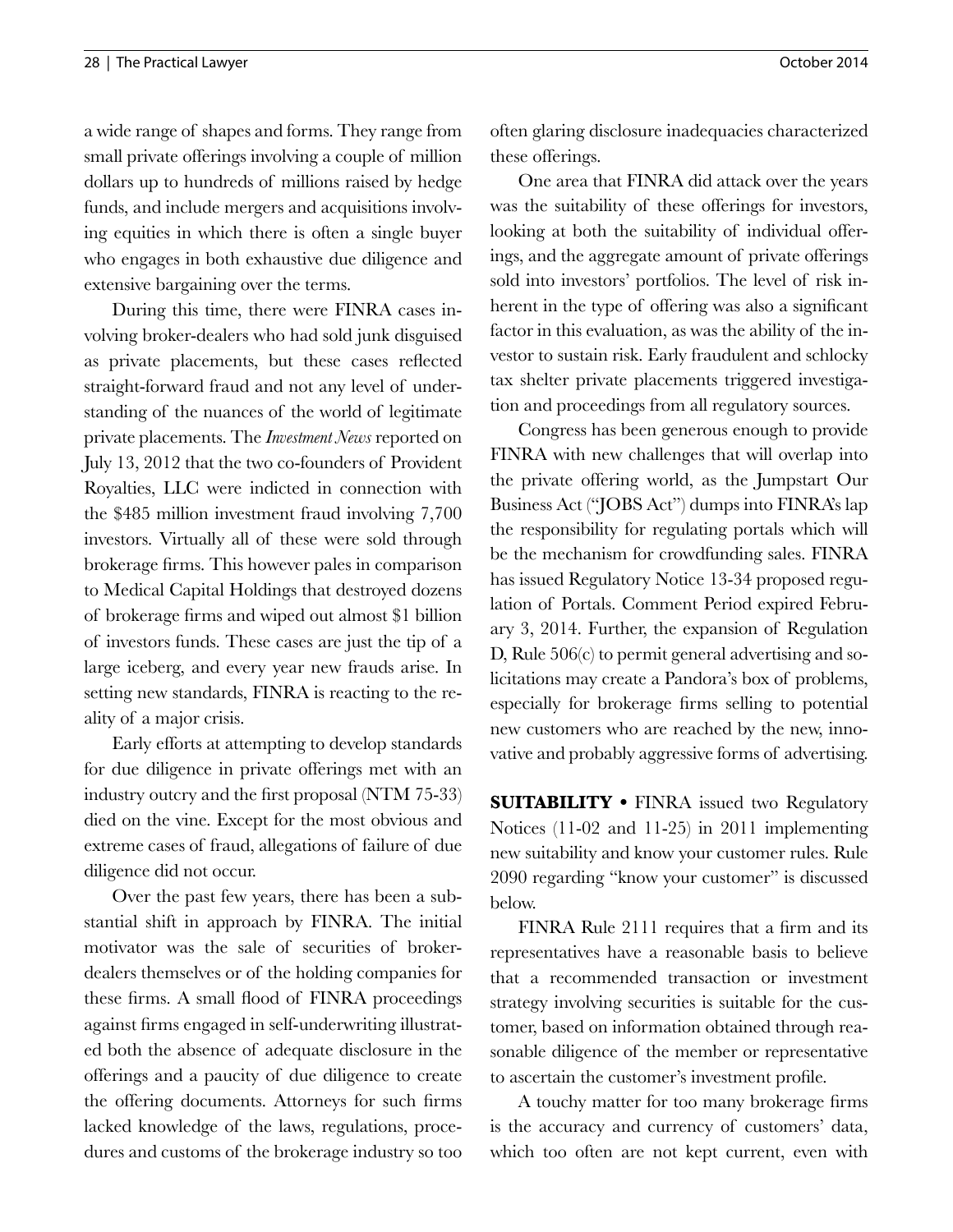a wide range of shapes and forms. They range from small private offerings involving a couple of million dollars up to hundreds of millions raised by hedge funds, and include mergers and acquisitions involving equities in which there is often a single buyer who engages in both exhaustive due diligence and extensive bargaining over the terms.

During this time, there were FINRA cases involving broker-dealers who had sold junk disguised as private placements, but these cases reflected straight-forward fraud and not any level of understanding of the nuances of the world of legitimate private placements. The *Investment News* reported on July 13, 2012 that the two co-founders of Provident Royalties, LLC were indicted in connection with the $485 million investment fraud involving 7,700 investors. Virtually all of these were sold through brokerage firms. This however pales in comparison to Medical Capital Holdings that destroyed dozens of brokerage firms and wiped out almost $1 billion of investors funds. These cases are just the tip of a large iceberg, and every year new frauds arise. In setting new standards, FINRA is reacting to the reality of a major crisis.

Early efforts at attempting to develop standards for due diligence in private offerings met with an industry outcry and the first proposal (NTM 75-33) died on the vine. Except for the most obvious and extreme cases of fraud, allegations of failure of due diligence did not occur.

Over the past few years, there has been a substantial shift in approach by FINRA. The initial motivator was the sale of securities of broker-dealers themselves or of the holding companies for these firms. A small flood of FINRA proceedings against firms engaged in self-underwriting illustrated both the absence of adequate disclosure in the offerings and a paucity of due diligence to create the offering documents. Attorneys for such firms lacked knowledge of the laws, regulations, procedures and customs of the brokerage industry so too often glaring disclosure inadequacies characterized these offerings.

One area that FINRA did attack over the years was the suitability of these offerings for investors, looking at both the suitability of individual offerings, and the aggregate amount of private offerings sold into investors' portfolios. The level of risk inherent in the type of offering was also a significant factor in this evaluation, as was the ability of the investor to sustain risk. Early fraudulent and schlocky tax shelter private placements triggered investigation and proceedings from all regulatory sources.

Congress has been generous enough to provide FINRA with new challenges that will overlap into the private offering world, as the Jumpstart Our Business Act ("JOBS Act") dumps into FINRA's lap the responsibility for regulating portals which will be the mechanism for crowdfunding sales. FINRA has issued Regulatory Notice 13-34 proposed regulation of Portals. Comment Period expired February 3, 2014. Further, the expansion of Regulation D, Rule 506(c) to permit general advertising and solicitations may create a Pandora's box of problems, especially for brokerage firms selling to potential new customers who are reached by the new, innovative and probably aggressive forms of advertising.

**SUITABILITY** • FINRA issued two Regulatory Notices (11-02 and 11-25) in 2011 implementing new suitability and know your customer rules. Rule 2090 regarding "know your customer" is discussed below.

FINRA Rule 2111 requires that a firm and its representatives have a reasonable basis to believe that a recommended transaction or investment strategy involving securities is suitable for the customer, based on information obtained through reasonable diligence of the member or representative to ascertain the customer's investment profile.

A touchy matter for too many brokerage firms is the accuracy and currency of customers' data, which too often are not kept current, even with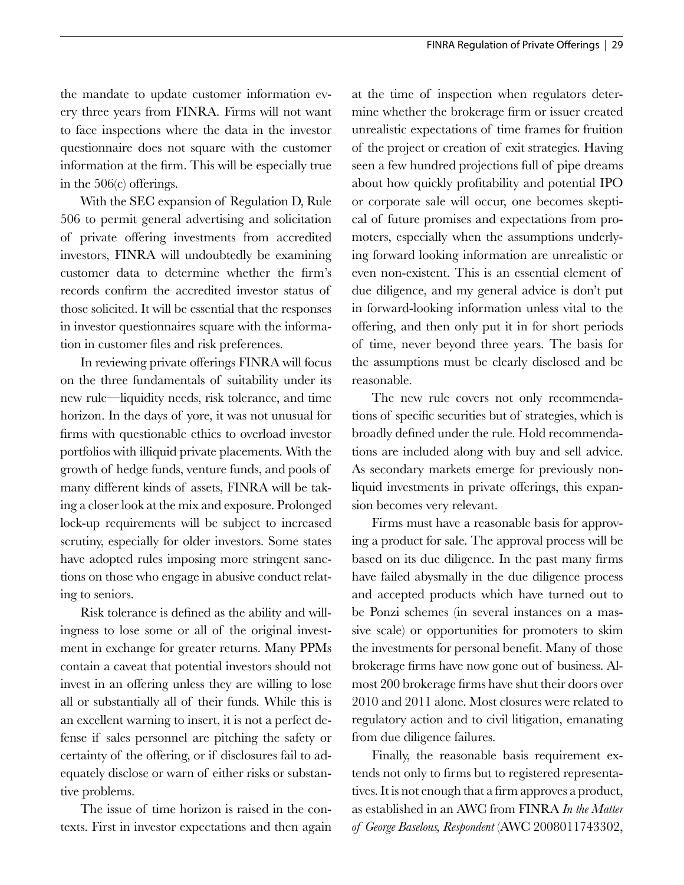the mandate to update customer information every three years from FINRA. Firms will not want to face inspections where the data in the investor questionnaire does not square with the customer information at the firm. This will be especially true in the 506(c) offerings.

With the SEC expansion of Regulation D, Rule 506 to permit general advertising and solicitation of private offering investments from accredited investors, FINRA will undoubtedly be examining customer data to determine whether the firm's records confirm the accredited investor status of those solicited. It will be essential that the responses in investor questionnaires square with the information in customer files and risk preferences.

In reviewing private offerings FINRA will focus on the three fundamentals of suitability under its new rule—liquidity needs, risk tolerance, and time horizon. In the days of yore, it was not unusual for firms with questionable ethics to overload investor portfolios with illiquid private placements. With the growth of hedge funds, venture funds, and pools of many different kinds of assets, FINRA will be taking a closer look at the mix and exposure. Prolonged lock-up requirements will be subject to increased scrutiny, especially for older investors. Some states have adopted rules imposing more stringent sanctions on those who engage in abusive conduct relating to seniors.

Risk tolerance is defined as the ability and willingness to lose some or all of the original investment in exchange for greater returns. Many PPMs contain a caveat that potential investors should not invest in an offering unless they are willing to lose all or substantially all of their funds. While this is an excellent warning to insert, it is not a perfect defense if sales personnel are pitching the safety or certainty of the offering, or if disclosures fail to adequately disclose or warn of either risks or substantive problems.

The issue of time horizon is raised in the contexts. First in investor expectations and then again at the time of inspection when regulators determine whether the brokerage firm or issuer created unrealistic expectations of time frames for fruition of the project or creation of exit strategies. Having seen a few hundred projections full of pipe dreams about how quickly profitability and potential IPO or corporate sale will occur, one becomes skeptical of future promises and expectations from promoters, especially when the assumptions underlying forward looking information are unrealistic or even non-existent. This is an essential element of due diligence, and my general advice is don't put in forward-looking information unless vital to the offering, and then only put it in for short periods of time, never beyond three years. The basis for the assumptions must be clearly disclosed and be reasonable.

The new rule covers not only recommendations of specific securities but of strategies, which is broadly defined under the rule. Hold recommendations are included along with buy and sell advice. As secondary markets emerge for previously non-liquid investments in private offerings, this expansion becomes very relevant.

Firms must have a reasonable basis for approving a product for sale. The approval process will be based on its due diligence. In the past many firms have failed abysmally in the due diligence process and accepted products which have turned out to be Ponzi schemes (in several instances on a massive scale) or opportunities for promoters to skim the investments for personal benefit. Many of those brokerage firms have now gone out of business. Almost 200 brokerage firms have shut their doors over 2010 and 2011 alone. Most closures were related to regulatory action and to civil litigation, emanating from due diligence failures.

Finally, the reasonable basis requirement extends not only to firms but to registered representatives. It is not enough that a firm approves a product, as established in an AWC from FINRA *In the Matter of George Baselous, Respondent* (AWC 2008011743302,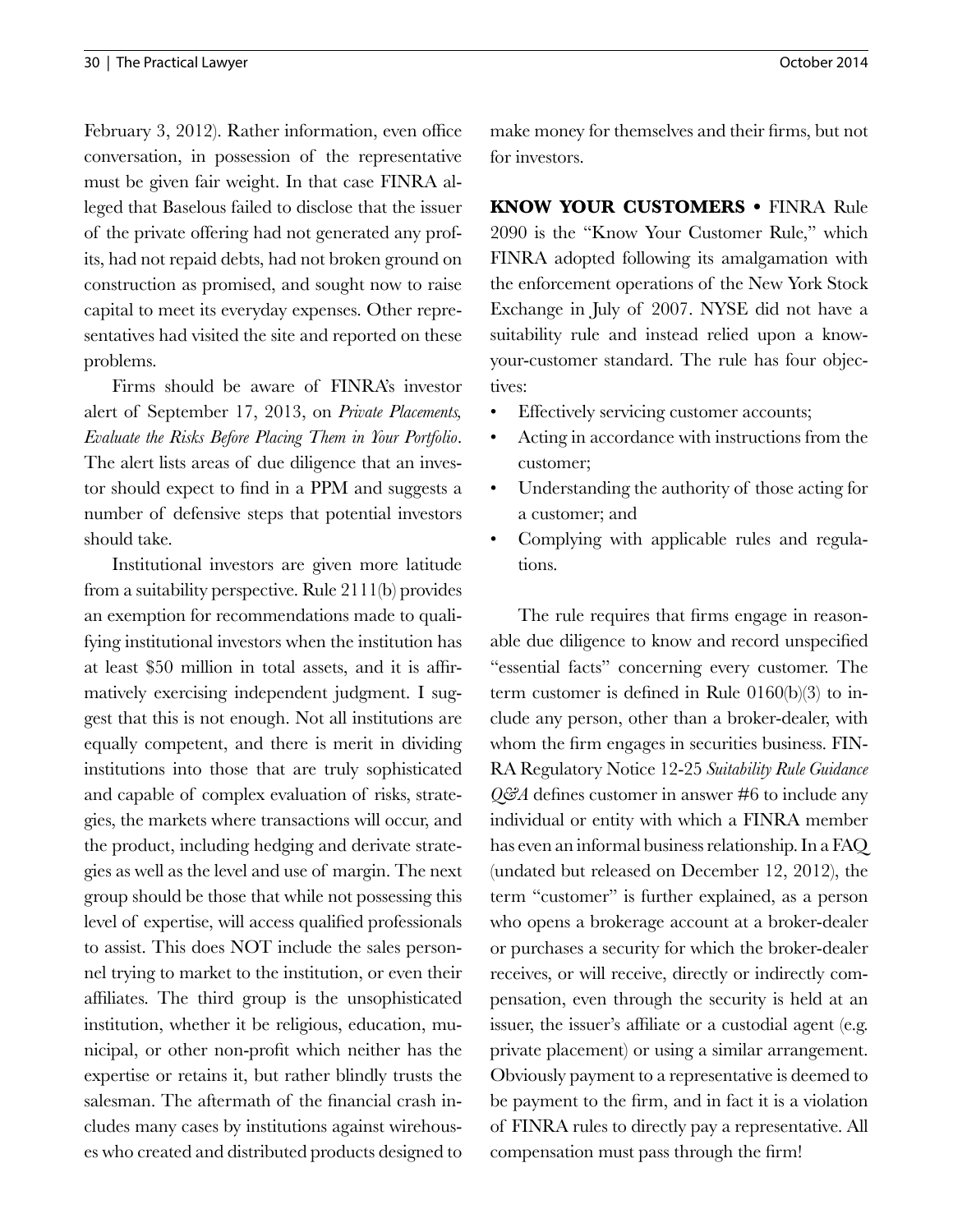February 3, 2012). Rather information, even office conversation, in possession of the representative must be given fair weight. In that case FINRA alleged that Baselous failed to disclose that the issuer of the private offering had not generated any profits, had not repaid debts, had not broken ground on construction as promised, and sought now to raise capital to meet its everyday expenses. Other representatives had visited the site and reported on these problems.

Firms should be aware of FINRA's investor alert of September 17, 2013, on *Private Placements, Evaluate the Risks Before Placing Them in Your Portfolio*. The alert lists areas of due diligence that an investor should expect to find in a PPM and suggests a number of defensive steps that potential investors should take.

Institutional investors are given more latitude from a suitability perspective. Rule 2111(b) provides an exemption for recommendations made to qualifying institutional investors when the institution has at least $50 million in total assets, and it is affirmatively exercising independent judgment. I suggest that this is not enough. Not all institutions are equally competent, and there is merit in dividing institutions into those that are truly sophisticated and capable of complex evaluation of risks, strategies, the markets where transactions will occur, and the product, including hedging and derivate strategies as well as the level and use of margin. The next group should be those that while not possessing this level of expertise, will access qualified professionals to assist. This does NOT include the sales personnel trying to market to the institution, or even their affiliates. The third group is the unsophisticated institution, whether it be religious, education, municipal, or other non-profit which neither has the expertise or retains it, but rather blindly trusts the salesman. The aftermath of the financial crash includes many cases by institutions against wirehouses who created and distributed products designed to make money for themselves and their firms, but not for investors.

**KNOW YOUR CUSTOMERS •** FINRA Rule 2090 is the "Know Your Customer Rule," which FINRA adopted following its amalgamation with the enforcement operations of the New York Stock Exchange in July of 2007. NYSE did not have a suitability rule and instead relied upon a know-your-customer standard. The rule has four objectives:

- Effectively servicing customer accounts;
- Acting in accordance with instructions from the customer;
- Understanding the authority of those acting for a customer; and
- Complying with applicable rules and regulations.

The rule requires that firms engage in reasonable due diligence to know and record unspecified "essential facts" concerning every customer. The term customer is defined in Rule 0160(b)(3) to include any person, other than a broker-dealer, with whom the firm engages in securities business. FINRA Regulatory Notice 12-25 *Suitability Rule Guidance Q&A* defines customer in answer #6 to include any individual or entity with which a FINRA member has even an informal business relationship. In a FAQ (undated but released on December 12, 2012), the term "customer" is further explained, as a person who opens a brokerage account at a broker-dealer or purchases a security for which the broker-dealer receives, or will receive, directly or indirectly compensation, even through the security is held at an issuer, the issuer's affiliate or a custodial agent (e.g. private placement) or using a similar arrangement. Obviously payment to a representative is deemed to be payment to the firm, and in fact it is a violation of FINRA rules to directly pay a representative. All compensation must pass through the firm!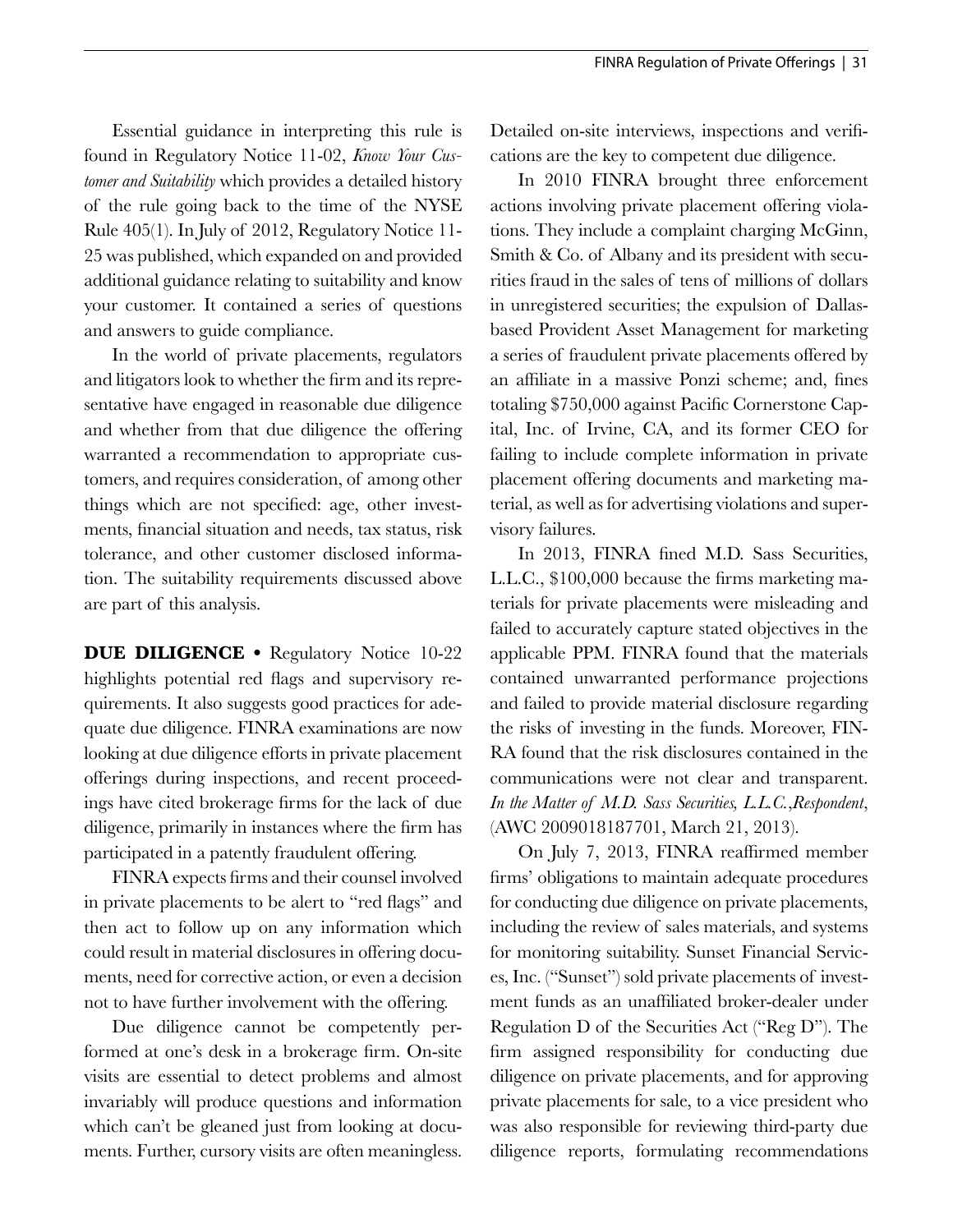Essential guidance in interpreting this rule is found in Regulatory Notice 11-02, *Know Your Customer and Suitability* which provides a detailed history of the rule going back to the time of the NYSE Rule 405(1). In July of 2012, Regulatory Notice 11-25 was published, which expanded on and provided additional guidance relating to suitability and know your customer. It contained a series of questions and answers to guide compliance.

In the world of private placements, regulators and litigators look to whether the firm and its representative have engaged in reasonable due diligence and whether from that due diligence the offering warranted a recommendation to appropriate customers, and requires consideration, of among other things which are not specified: age, other investments, financial situation and needs, tax status, risk tolerance, and other customer disclosed information. The suitability requirements discussed above are part of this analysis.

**DUE DILIGENCE •** Regulatory Notice 10-22 highlights potential red flags and supervisory requirements. It also suggests good practices for adequate due diligence. FINRA examinations are now looking at due diligence efforts in private placement offerings during inspections, and recent proceedings have cited brokerage firms for the lack of due diligence, primarily in instances where the firm has participated in a patently fraudulent offering.

FINRA expects firms and their counsel involved in private placements to be alert to "red flags" and then act to follow up on any information which could result in material disclosures in offering documents, need for corrective action, or even a decision not to have further involvement with the offering.

Due diligence cannot be competently performed at one's desk in a brokerage firm. On-site visits are essential to detect problems and almost invariably will produce questions and information which can't be gleaned just from looking at documents. Further, cursory visits are often meaningless. Detailed on-site interviews, inspections and verifications are the key to competent due diligence.

In 2010 FINRA brought three enforcement actions involving private placement offering violations. They include a complaint charging McGinn, Smith & Co. of Albany and its president with securities fraud in the sales of tens of millions of dollars in unregistered securities; the expulsion of Dallas-based Provident Asset Management for marketing a series of fraudulent private placements offered by an affiliate in a massive Ponzi scheme; and, fines totaling $750,000 against Pacific Cornerstone Capital, Inc. of Irvine, CA, and its former CEO for failing to include complete information in private placement offering documents and marketing material, as well as for advertising violations and supervisory failures.

In 2013, FINRA fined M.D. Sass Securities, L.L.C., $100,000 because the firms marketing materials for private placements were misleading and failed to accurately capture stated objectives in the applicable PPM. FINRA found that the materials contained unwarranted performance projections and failed to provide material disclosure regarding the risks of investing in the funds. Moreover, FINRA found that the risk disclosures contained in the communications were not clear and transparent. *In the Matter of M.D. Sass Securities, L.L.C.,Respondent*, (AWC 2009018187701, March 21, 2013).

On July 7, 2013, FINRA reaffirmed member firms' obligations to maintain adequate procedures for conducting due diligence on private placements, including the review of sales materials, and systems for monitoring suitability. Sunset Financial Services, Inc. ("Sunset") sold private placements of investment funds as an unaffiliated broker-dealer under Regulation D of the Securities Act ("Reg D"). The firm assigned responsibility for conducting due diligence on private placements, and for approving private placements for sale, to a vice president who was also responsible for reviewing third-party due diligence reports, formulating recommendations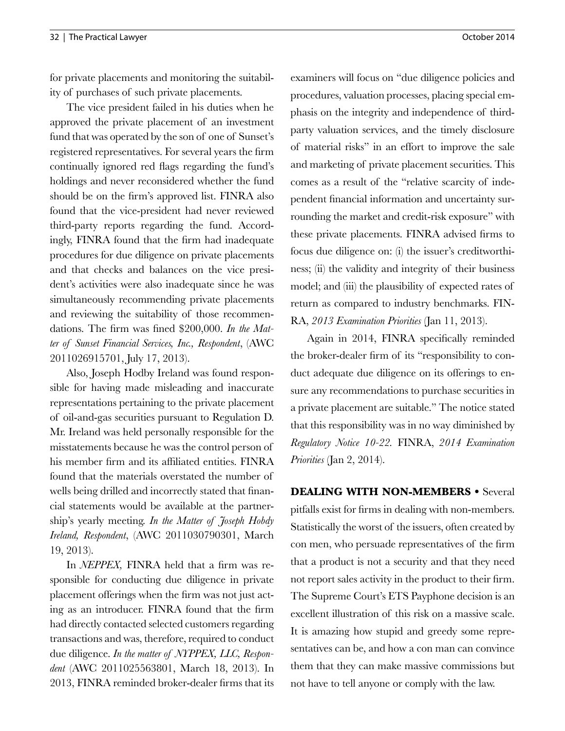for private placements and monitoring the suitability of purchases of such private placements.

The vice president failed in his duties when he approved the private placement of an investment fund that was operated by the son of one of Sunset's registered representatives. For several years the firm continually ignored red flags regarding the fund's holdings and never reconsidered whether the fund should be on the firm's approved list. FINRA also found that the vice-president had never reviewed third-party reports regarding the fund. Accordingly, FINRA found that the firm had inadequate procedures for due diligence on private placements and that checks and balances on the vice president's activities were also inadequate since he was simultaneously recommending private placements and reviewing the suitability of those recommendations. The firm was fined $200,000. *In the Matter of Sunset Financial Services, Inc., Respondent*, (AWC 2011026915701, July 17, 2013).

Also, Joseph Hodby Ireland was found responsible for having made misleading and inaccurate representations pertaining to the private placement of oil-and-gas securities pursuant to Regulation D. Mr. Ireland was held personally responsible for the misstatements because he was the control person of his member firm and its affiliated entities. FINRA found that the materials overstated the number of wells being drilled and incorrectly stated that financial statements would be available at the partnership's yearly meeting. *In the Matter of Joseph Hobdy Ireland, Respondent*, (AWC 2011030790301, March 19, 2013).

In *NEPPEX,* FINRA held that a firm was responsible for conducting due diligence in private placement offerings when the firm was not just acting as an introducer. FINRA found that the firm had directly contacted selected customers regarding transactions and was, therefore, required to conduct due diligence. *In the matter of NYPPEX, LLC, Respondent* (AWC 2011025563801, March 18, 2013). In 2013, FINRA reminded broker-dealer firms that its examiners will focus on "due diligence policies and procedures, valuation processes, placing special emphasis on the integrity and independence of third-party valuation services, and the timely disclosure of material risks" in an effort to improve the sale and marketing of private placement securities. This comes as a result of the "relative scarcity of independent financial information and uncertainty surrounding the market and credit-risk exposure" with these private placements. FINRA advised firms to focus due diligence on: (i) the issuer's creditworthiness; (ii) the validity and integrity of their business model; and (iii) the plausibility of expected rates of return as compared to industry benchmarks. FINRA, *2013 Examination Priorities* (Jan 11, 2013).

Again in 2014, FINRA specifically reminded the broker-dealer firm of its "responsibility to conduct adequate due diligence on its offerings to ensure any recommendations to purchase securities in a private placement are suitable." The notice stated that this responsibility was in no way diminished by *Regulatory Notice 10-22*. FINRA, *2014 Examination Priorities* (Jan 2, 2014).

**DEALING WITH NON-MEMBERS •** Several pitfalls exist for firms in dealing with non-members. Statistically the worst of the issuers, often created by con men, who persuade representatives of the firm that a product is not a security and that they need not report sales activity in the product to their firm. The Supreme Court's ETS Payphone decision is an excellent illustration of this risk on a massive scale. It is amazing how stupid and greedy some representatives can be, and how a con man can convince them that they can make massive commissions but not have to tell anyone or comply with the law.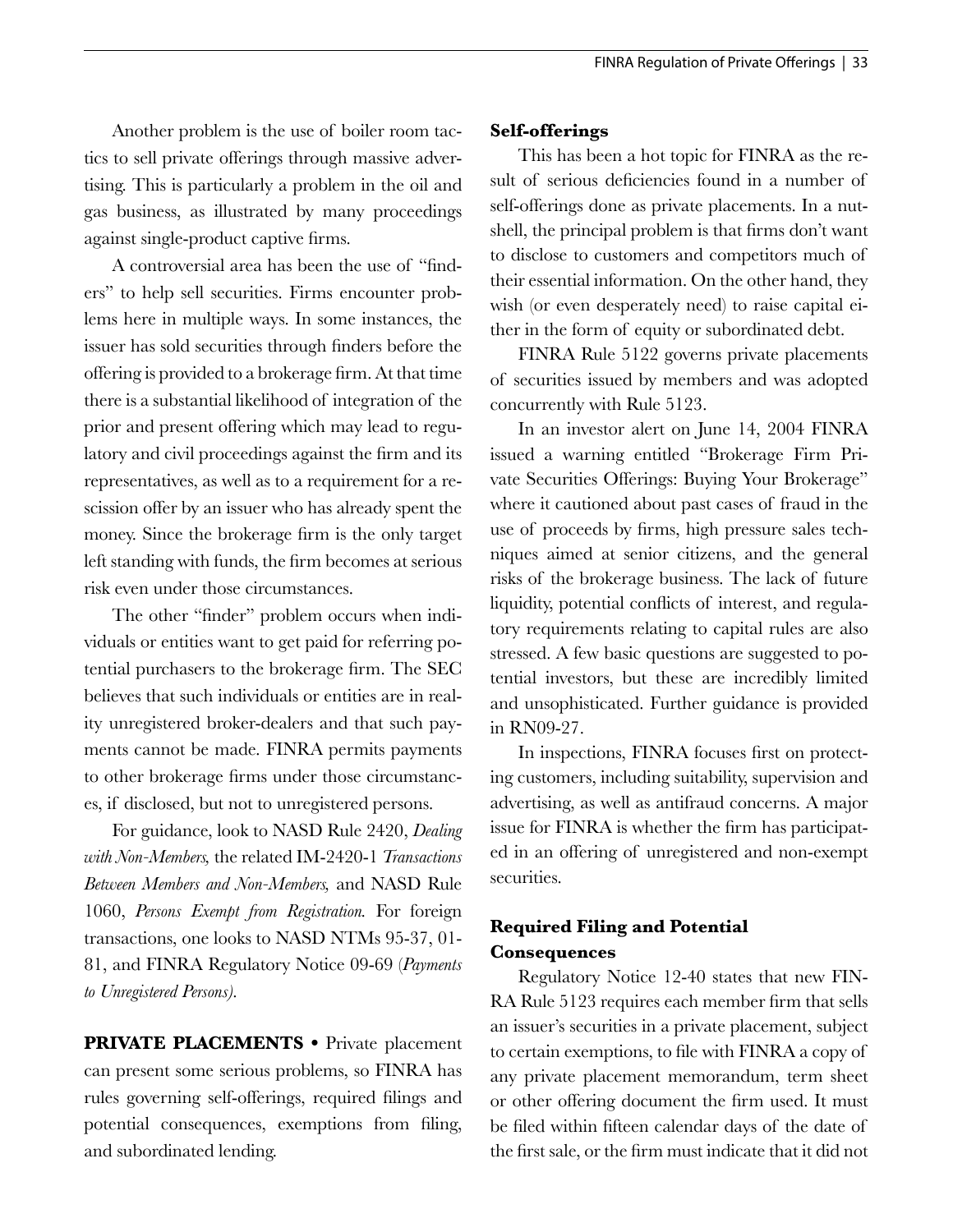Another problem is the use of boiler room tactics to sell private offerings through massive advertising. This is particularly a problem in the oil and gas business, as illustrated by many proceedings against single-product captive firms.

A controversial area has been the use of "finders" to help sell securities. Firms encounter problems here in multiple ways. In some instances, the issuer has sold securities through finders before the offering is provided to a brokerage firm. At that time there is a substantial likelihood of integration of the prior and present offering which may lead to regulatory and civil proceedings against the firm and its representatives, as well as to a requirement for a rescission offer by an issuer who has already spent the money. Since the brokerage firm is the only target left standing with funds, the firm becomes at serious risk even under those circumstances.

The other "finder" problem occurs when individuals or entities want to get paid for referring potential purchasers to the brokerage firm. The SEC believes that such individuals or entities are in reality unregistered broker-dealers and that such payments cannot be made. FINRA permits payments to other brokerage firms under those circumstances, if disclosed, but not to unregistered persons.

For guidance, look to NASD Rule 2420, *Dealing with Non-Members,* the related IM-2420-1 *Transactions Between Members and Non-Members,* and NASD Rule 1060, *Persons Exempt from Registration.* For foreign transactions, one looks to NASD NTMs 95-37, 01-81, and FINRA Regulatory Notice 09-69 (*Payments to Unregistered Persons).*

**PRIVATE PLACEMENTS** • Private placement can present some serious problems, so FINRA has rules governing self-offerings, required filings and potential consequences, exemptions from filing, and subordinated lending.

### Self-offerings

This has been a hot topic for FINRA as the result of serious deficiencies found in a number of self-offerings done as private placements. In a nutshell, the principal problem is that firms don't want to disclose to customers and competitors much of their essential information. On the other hand, they wish (or even desperately need) to raise capital either in the form of equity or subordinated debt.

FINRA Rule 5122 governs private placements of securities issued by members and was adopted concurrently with Rule 5123.

In an investor alert on June 14, 2004 FINRA issued a warning entitled "Brokerage Firm Private Securities Offerings: Buying Your Brokerage" where it cautioned about past cases of fraud in the use of proceeds by firms, high pressure sales techniques aimed at senior citizens, and the general risks of the brokerage business. The lack of future liquidity, potential conflicts of interest, and regulatory requirements relating to capital rules are also stressed. A few basic questions are suggested to potential investors, but these are incredibly limited and unsophisticated. Further guidance is provided in RN09-27.

In inspections, FINRA focuses first on protecting customers, including suitability, supervision and advertising, as well as antifraud concerns. A major issue for FINRA is whether the firm has participated in an offering of unregistered and non-exempt securities.

### Required Filing and Potential Consequences

Regulatory Notice 12-40 states that new FINRA Rule 5123 requires each member firm that sells an issuer's securities in a private placement, subject to certain exemptions, to file with FINRA a copy of any private placement memorandum, term sheet or other offering document the firm used. It must be filed within fifteen calendar days of the date of the first sale, or the firm must indicate that it did not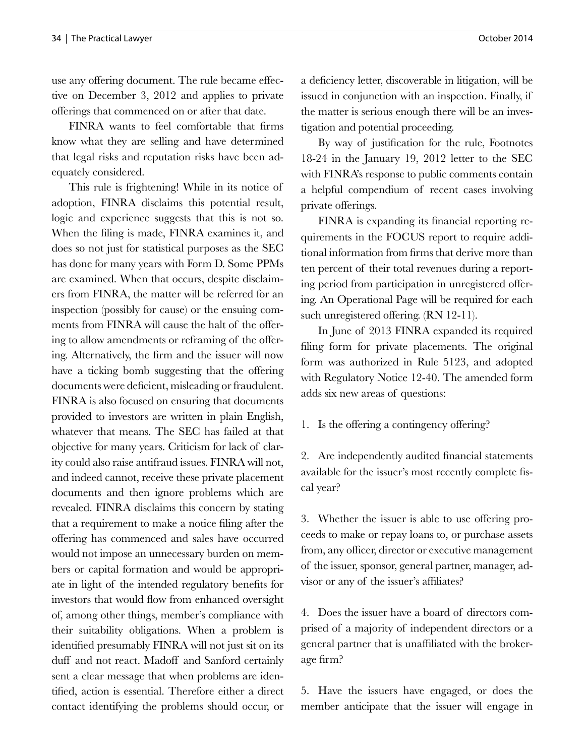use any offering document. The rule became effective on December 3, 2012 and applies to private offerings that commenced on or after that date.

FINRA wants to feel comfortable that firms know what they are selling and have determined that legal risks and reputation risks have been adequately considered.

This rule is frightening! While in its notice of adoption, FINRA disclaims this potential result, logic and experience suggests that this is not so. When the filing is made, FINRA examines it, and does so not just for statistical purposes as the SEC has done for many years with Form D. Some PPMs are examined. When that occurs, despite disclaimers from FINRA, the matter will be referred for an inspection (possibly for cause) or the ensuing comments from FINRA will cause the halt of the offering to allow amendments or reframing of the offering. Alternatively, the firm and the issuer will now have a ticking bomb suggesting that the offering documents were deficient, misleading or fraudulent. FINRA is also focused on ensuring that documents provided to investors are written in plain English, whatever that means. The SEC has failed at that objective for many years. Criticism for lack of clarity could also raise antifraud issues. FINRA will not, and indeed cannot, receive these private placement documents and then ignore problems which are revealed. FINRA disclaims this concern by stating that a requirement to make a notice filing after the offering has commenced and sales have occurred would not impose an unnecessary burden on members or capital formation and would be appropriate in light of the intended regulatory benefits for investors that would flow from enhanced oversight of, among other things, member's compliance with their suitability obligations. When a problem is identified presumably FINRA will not just sit on its duff and not react. Madoff and Sanford certainly sent a clear message that when problems are identified, action is essential. Therefore either a direct contact identifying the problems should occur, or a deficiency letter, discoverable in litigation, will be issued in conjunction with an inspection. Finally, if the matter is serious enough there will be an investigation and potential proceeding.

By way of justification for the rule, Footnotes 18-24 in the January 19, 2012 letter to the SEC with FINRA's response to public comments contain a helpful compendium of recent cases involving private offerings.

FINRA is expanding its financial reporting requirements in the FOCUS report to require additional information from firms that derive more than ten percent of their total revenues during a reporting period from participation in unregistered offering. An Operational Page will be required for each such unregistered offering. (RN 12-11).

In June of 2013 FINRA expanded its required filing form for private placements. The original form was authorized in Rule 5123, and adopted with Regulatory Notice 12-40. The amended form adds six new areas of questions:

1. Is the offering a contingency offering?

2. Are independently audited financial statements available for the issuer's most recently complete fiscal year?

3. Whether the issuer is able to use offering proceeds to make or repay loans to, or purchase assets from, any officer, director or executive management of the issuer, sponsor, general partner, manager, advisor or any of the issuer's affiliates?

4. Does the issuer have a board of directors comprised of a majority of independent directors or a general partner that is unaffiliated with the brokerage firm?

5. Have the issuers have engaged, or does the member anticipate that the issuer will engage in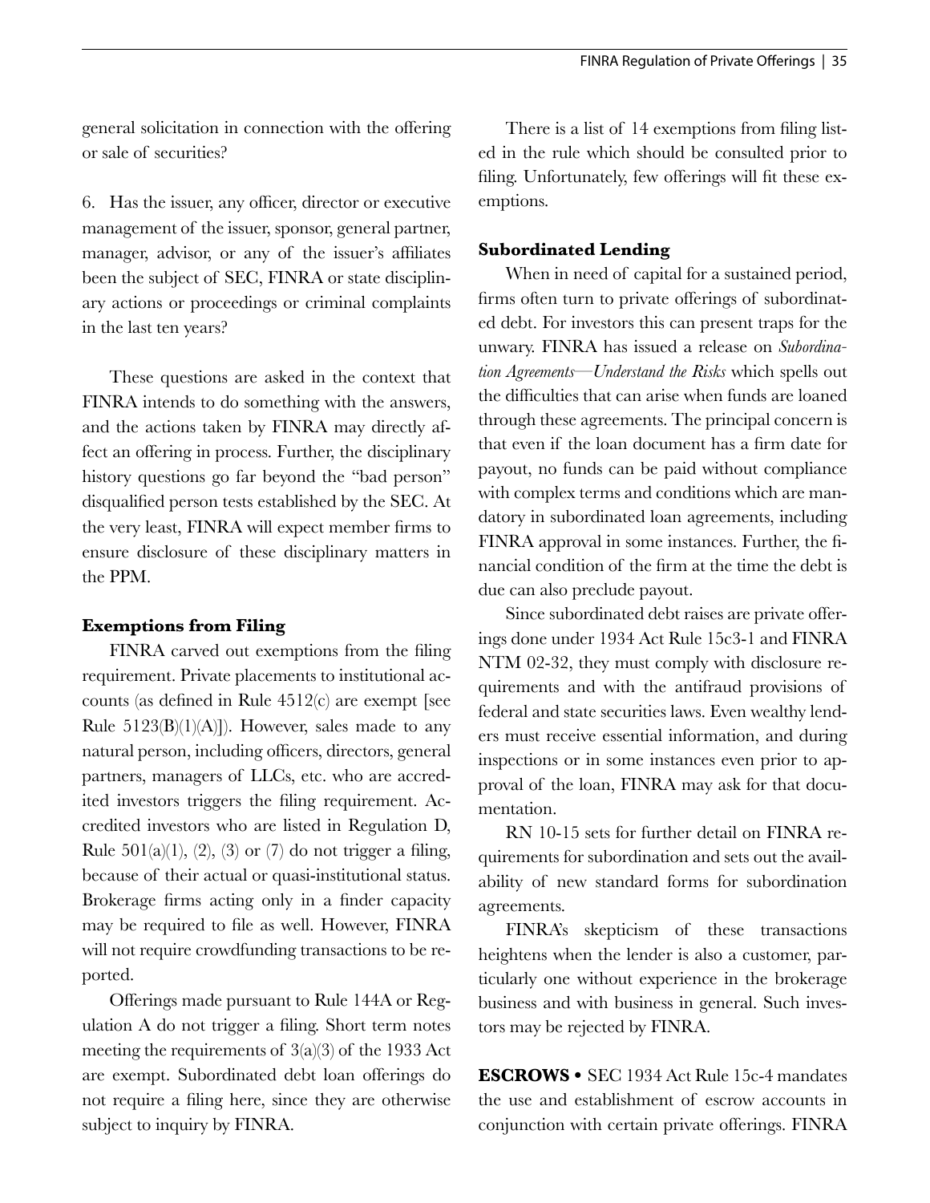general solicitation in connection with the offering or sale of securities?

6. Has the issuer, any officer, director or executive management of the issuer, sponsor, general partner, manager, advisor, or any of the issuer's affiliates been the subject of SEC, FINRA or state disciplinary actions or proceedings or criminal complaints in the last ten years?

These questions are asked in the context that FINRA intends to do something with the answers, and the actions taken by FINRA may directly affect an offering in process. Further, the disciplinary history questions go far beyond the "bad person" disqualified person tests established by the SEC. At the very least, FINRA will expect member firms to ensure disclosure of these disciplinary matters in the PPM.

### Exemptions from Filing

FINRA carved out exemptions from the filing requirement. Private placements to institutional accounts (as defined in Rule 4512(c) are exempt [see Rule 5123(B)(1)(A)]). However, sales made to any natural person, including officers, directors, general partners, managers of LLCs, etc. who are accredited investors triggers the filing requirement. Accredited investors who are listed in Regulation D, Rule 501(a)(1), (2), (3) or (7) do not trigger a filing, because of their actual or quasi-institutional status. Brokerage firms acting only in a finder capacity may be required to file as well. However, FINRA will not require crowdfunding transactions to be reported.

Offerings made pursuant to Rule 144A or Regulation A do not trigger a filing. Short term notes meeting the requirements of 3(a)(3) of the 1933 Act are exempt. Subordinated debt loan offerings do not require a filing here, since they are otherwise subject to inquiry by FINRA.

There is a list of 14 exemptions from filing listed in the rule which should be consulted prior to filing. Unfortunately, few offerings will fit these exemptions.

### Subordinated Lending

When in need of capital for a sustained period, firms often turn to private offerings of subordinated debt. For investors this can present traps for the unwary. FINRA has issued a release on *Subordination Agreements—Understand the Risks* which spells out the difficulties that can arise when funds are loaned through these agreements. The principal concern is that even if the loan document has a firm date for payout, no funds can be paid without compliance with complex terms and conditions which are mandatory in subordinated loan agreements, including FINRA approval in some instances. Further, the financial condition of the firm at the time the debt is due can also preclude payout.

Since subordinated debt raises are private offerings done under 1934 Act Rule 15c3-1 and FINRA NTM 02-32, they must comply with disclosure requirements and with the antifraud provisions of federal and state securities laws. Even wealthy lenders must receive essential information, and during inspections or in some instances even prior to approval of the loan, FINRA may ask for that documentation.

RN 10-15 sets for further detail on FINRA requirements for subordination and sets out the availability of new standard forms for subordination agreements.

FINRA's skepticism of these transactions heightens when the lender is also a customer, particularly one without experience in the brokerage business and with business in general. Such investors may be rejected by FINRA.

**ESCROWS •** SEC 1934 Act Rule 15c-4 mandates the use and establishment of escrow accounts in conjunction with certain private offerings. FINRA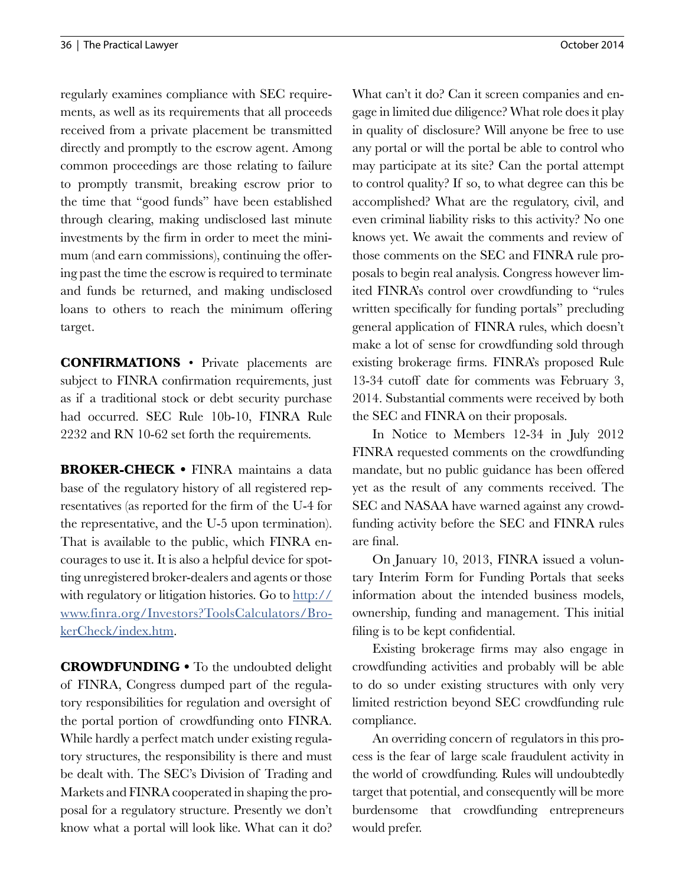regularly examines compliance with SEC requirements, as well as its requirements that all proceeds received from a private placement be transmitted directly and promptly to the escrow agent. Among common proceedings are those relating to failure to promptly transmit, breaking escrow prior to the time that "good funds" have been established through clearing, making undisclosed last minute investments by the firm in order to meet the minimum (and earn commissions), continuing the offering past the time the escrow is required to terminate and funds be returned, and making undisclosed loans to others to reach the minimum offering target.

**CONFIRMATIONS** • Private placements are subject to FINRA confirmation requirements, just as if a traditional stock or debt security purchase had occurred. SEC Rule 10b-10, FINRA Rule 2232 and RN 10-62 set forth the requirements.

**BROKER-CHECK** • FINRA maintains a data base of the regulatory history of all registered representatives (as reported for the firm of the U-4 for the representative, and the U-5 upon termination). That is available to the public, which FINRA encourages to use it. It is also a helpful device for spotting unregistered broker-dealers and agents or those with regulatory or litigation histories. Go to [http://www.finra.org/Investors?ToolsCalculators/BrokerCheck/index.htm](http://www.finra.org/Investors?ToolsCalculators/BrokerCheck/index.htm).

**CROWDFUNDING** • To the undoubted delight of FINRA, Congress dumped part of the regulatory responsibilities for regulation and oversight of the portal portion of crowdfunding onto FINRA. While hardly a perfect match under existing regulatory structures, the responsibility is there and must be dealt with. The SEC's Division of Trading and Markets and FINRA cooperated in shaping the proposal for a regulatory structure. Presently we don't know what a portal will look like. What can it do? What can't it do? Can it screen companies and engage in limited due diligence? What role does it play in quality of disclosure? Will anyone be free to use any portal or will the portal be able to control who may participate at its site? Can the portal attempt to control quality? If so, to what degree can this be accomplished? What are the regulatory, civil, and even criminal liability risks to this activity? No one knows yet. We await the comments and review of those comments on the SEC and FINRA rule proposals to begin real analysis. Congress however limited FINRA's control over crowdfunding to "rules written specifically for funding portals" precluding general application of FINRA rules, which doesn't make a lot of sense for crowdfunding sold through existing brokerage firms. FINRA's proposed Rule 13-34 cutoff date for comments was February 3, 2014. Substantial comments were received by both the SEC and FINRA on their proposals.

In Notice to Members 12-34 in July 2012 FINRA requested comments on the crowdfunding mandate, but no public guidance has been offered yet as the result of any comments received. The SEC and NASAA have warned against any crowdfunding activity before the SEC and FINRA rules are final.

On January 10, 2013, FINRA issued a voluntary Interim Form for Funding Portals that seeks information about the intended business models, ownership, funding and management. This initial filing is to be kept confidential.

Existing brokerage firms may also engage in crowdfunding activities and probably will be able to do so under existing structures with only very limited restriction beyond SEC crowdfunding rule compliance.

An overriding concern of regulators in this process is the fear of large scale fraudulent activity in the world of crowdfunding. Rules will undoubtedly target that potential, and consequently will be more burdensome that crowdfunding entrepreneurs would prefer.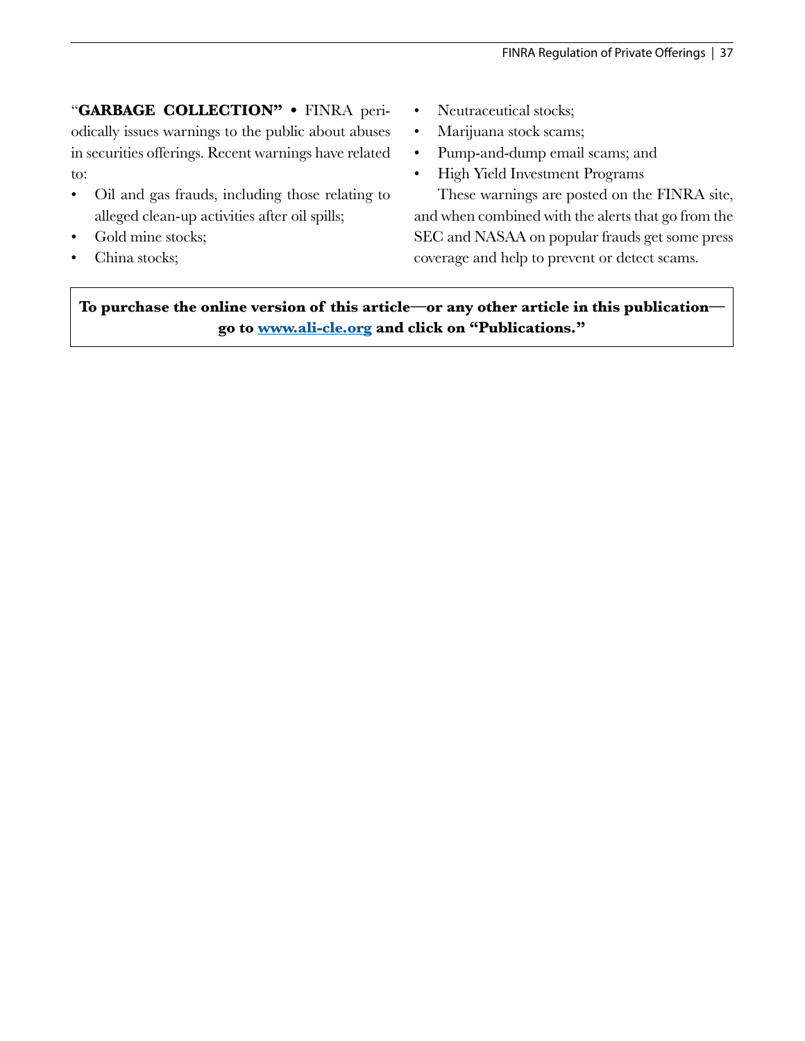"**GARBAGE COLLECTION"** • FINRA periodically issues warnings to the public about abuses in securities offerings. Recent warnings have related to:

- Oil and gas frauds, including those relating to alleged clean-up activities after oil spills;
- Gold mine stocks;
- China stocks;
- Neutraceutical stocks;
- Marijuana stock scams;
- Pump-and-dump email scams; and
- High Yield Investment Programs

These warnings are posted on the FINRA site, and when combined with the alerts that go from the SEC and NASAA on popular frauds get some press coverage and help to prevent or detect scams.

**To purchase the online version of this article—or any other article in this publication—go to www.ali-cle.org and click on "Publications."**